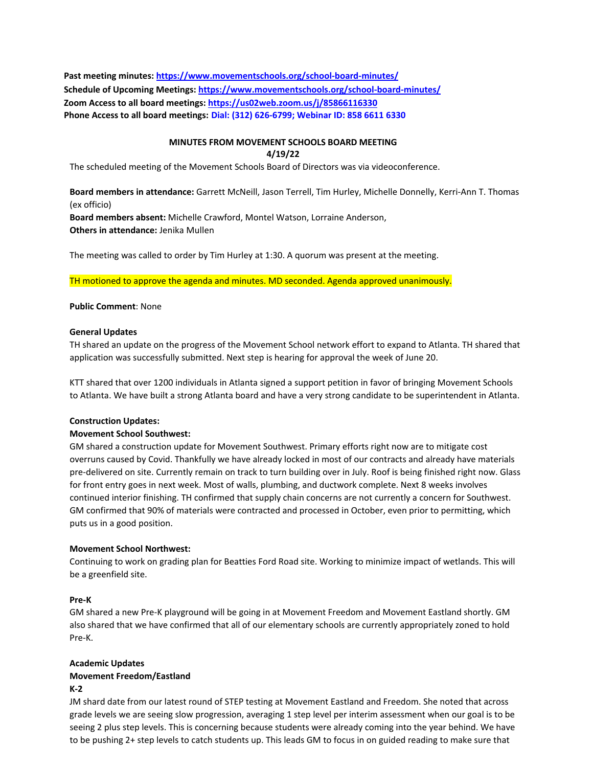**Past meeting minutes:** https://www.movementschools.org/school-board-minutes/
**Schedule of Upcoming Meetings:** https://www.movementschools.org/school-board-minutes/
**Zoom Access to all board meetings:** https://us02web.zoom.us/j/85866116330
**Phone Access to all board meetings:** Dial: (312) 626-6799; Webinar ID: 858 6611 6330

**MINUTES FROM MOVEMENT SCHOOLS BOARD MEETING**
**4/19/22**

The scheduled meeting of the Movement Schools Board of Directors was via videoconference.

**Board members in attendance:** Garrett McNeill, Jason Terrell, Tim Hurley, Michelle Donnelly, Kerri-Ann T. Thomas (ex officio)
**Board members absent:** Michelle Crawford, Montel Watson, Lorraine Anderson,
**Others in attendance:** Jenika Mullen

The meeting was called to order by Tim Hurley at 1:30. A quorum was present at the meeting.

TH motioned to approve the agenda and minutes. MD seconded. Agenda approved unanimously.

**Public Comment**: None

**General Updates**
TH shared an update on the progress of the Movement School network effort to expand to Atlanta. TH shared that application was successfully submitted. Next step is hearing for approval the week of June 20.

KTT shared that over 1200 individuals in Atlanta signed a support petition in favor of bringing Movement Schools to Atlanta. We have built a strong Atlanta board and have a very strong candidate to be superintendent in Atlanta.

**Construction Updates:**
**Movement School Southwest:**
GM shared a construction update for Movement Southwest. Primary efforts right now are to mitigate cost overruns caused by Covid. Thankfully we have already locked in most of our contracts and already have materials pre-delivered on site. Currently remain on track to turn building over in July. Roof is being finished right now. Glass for front entry goes in next week. Most of walls, plumbing, and ductwork complete. Next 8 weeks involves continued interior finishing. TH confirmed that supply chain concerns are not currently a concern for Southwest. GM confirmed that 90% of materials were contracted and processed in October, even prior to permitting, which puts us in a good position.

**Movement School Northwest:**
Continuing to work on grading plan for Beatties Ford Road site. Working to minimize impact of wetlands. This will be a greenfield site.

**Pre-K**
GM shared a new Pre-K playground will be going in at Movement Freedom and Movement Eastland shortly. GM also shared that we have confirmed that all of our elementary schools are currently appropriately zoned to hold Pre-K.

**Academic Updates**
**Movement Freedom/Eastland**
**K-2**
JM shard date from our latest round of STEP testing at Movement Eastland and Freedom. She noted that across grade levels we are seeing slow progression, averaging 1 step level per interim assessment when our goal is to be seeing 2 plus step levels. This is concerning because students were already coming into the year behind. We have to be pushing 2+ step levels to catch students up. This leads GM to focus in on guided reading to make sure that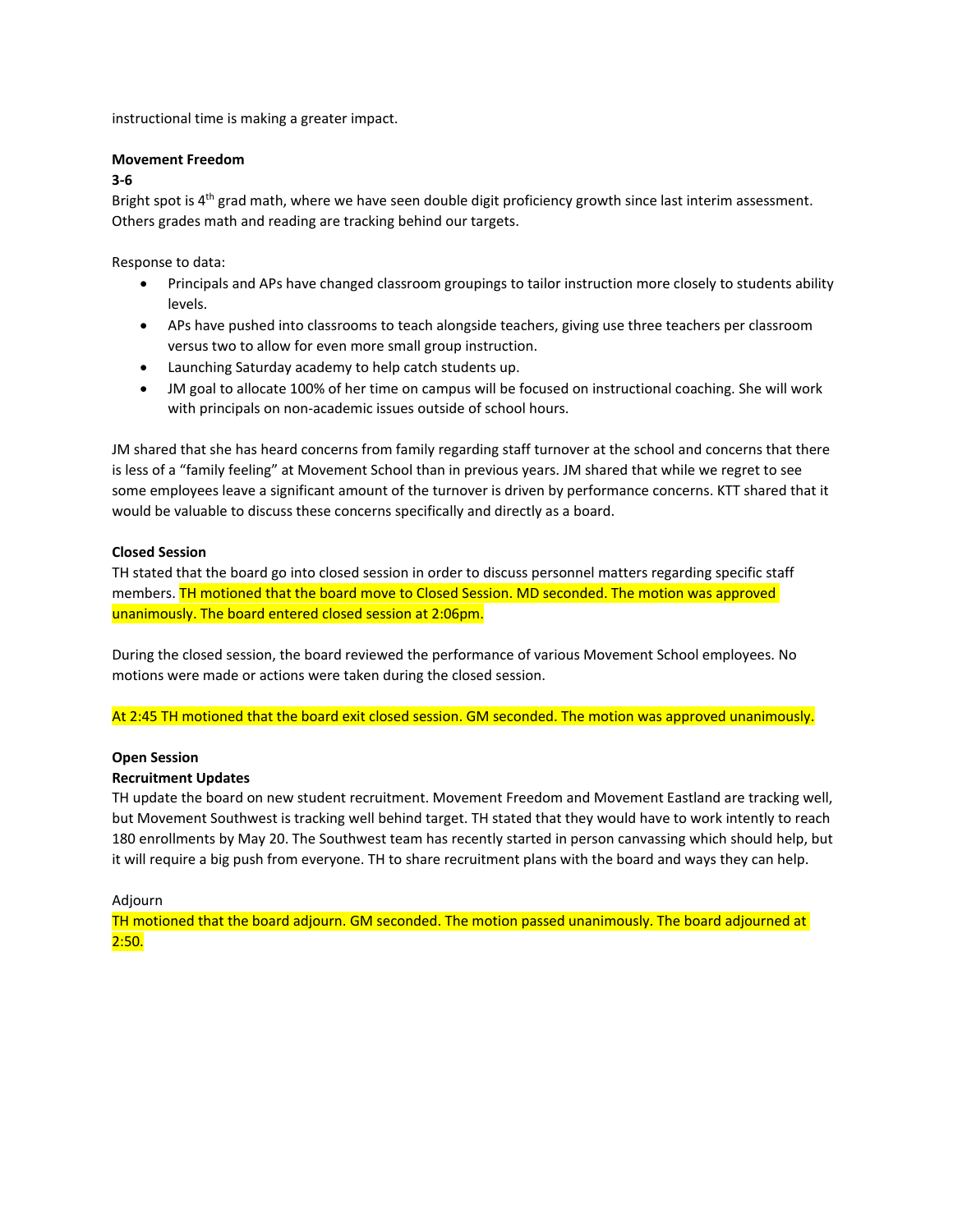instructional time is making a greater impact.

**Movement Freedom**

**3-6**

Bright spot is 4th grad math, where we have seen double digit proficiency growth since last interim assessment. Others grades math and reading are tracking behind our targets.

Response to data:

- Principals and APs have changed classroom groupings to tailor instruction more closely to students ability levels.
- APs have pushed into classrooms to teach alongside teachers, giving use three teachers per classroom versus two to allow for even more small group instruction.
- Launching Saturday academy to help catch students up.
- JM goal to allocate 100% of her time on campus will be focused on instructional coaching. She will work with principals on non-academic issues outside of school hours.

JM shared that she has heard concerns from family regarding staff turnover at the school and concerns that there is less of a "family feeling" at Movement School than in previous years. JM shared that while we regret to see some employees leave a significant amount of the turnover is driven by performance concerns. KTT shared that it would be valuable to discuss these concerns specifically and directly as a board.

**Closed Session**

TH stated that the board go into closed session in order to discuss personnel matters regarding specific staff members. TH motioned that the board move to Closed Session. MD seconded. The motion was approved unanimously. The board entered closed session at 2:06pm.

During the closed session, the board reviewed the performance of various Movement School employees. No motions were made or actions were taken during the closed session.

At 2:45 TH motioned that the board exit closed session. GM seconded. The motion was approved unanimously.

**Open Session**

**Recruitment Updates**

TH update the board on new student recruitment. Movement Freedom and Movement Eastland are tracking well, but Movement Southwest is tracking well behind target. TH stated that they would have to work intently to reach 180 enrollments by May 20. The Southwest team has recently started in person canvassing which should help, but it will require a big push from everyone. TH to share recruitment plans with the board and ways they can help.

Adjourn

TH motioned that the board adjourn. GM seconded. The motion passed unanimously. The board adjourned at 2:50.